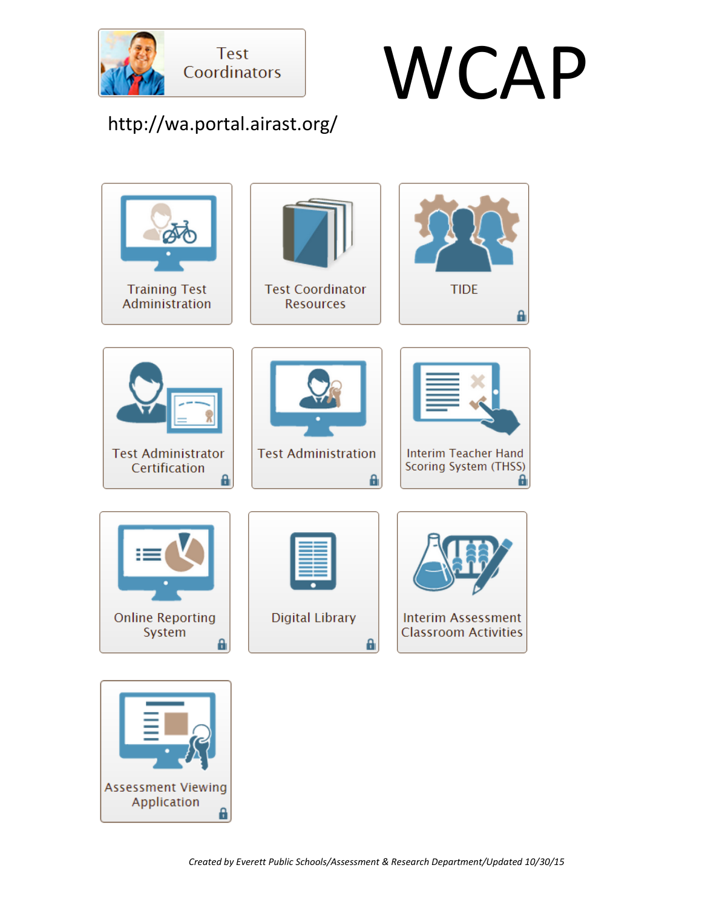Test Coordinators

# WCAP

http://wa.portal.airast.org/

- Training Test Administration
- Test Coordinator Resources
- TIDE
- Test Administrator Certification
- Test Administration
- Interim Teacher Hand Scoring System (THSS)
- Online Reporting System
- Digital Library
- Interim Assessment Classroom Activities
- Assessment Viewing Application

*Created by Everett Public Schools/Assessment & Research Department/Updated 10/30/15*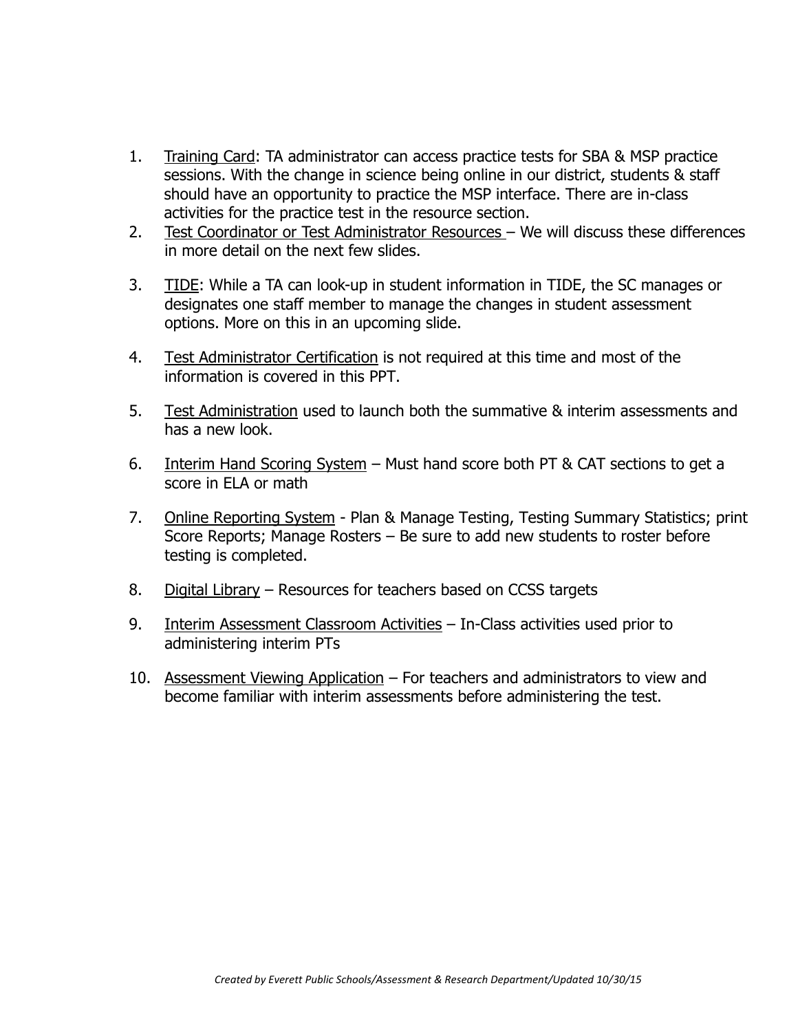1. Training Card: TA administrator can access practice tests for SBA & MSP practice sessions. With the change in science being online in our district, students & staff should have an opportunity to practice the MSP interface. There are in-class activities for the practice test in the resource section.
2. Test Coordinator or Test Administrator Resources – We will discuss these differences in more detail on the next few slides.
3. TIDE: While a TA can look-up in student information in TIDE, the SC manages or designates one staff member to manage the changes in student assessment options. More on this in an upcoming slide.
4. Test Administrator Certification is not required at this time and most of the information is covered in this PPT.
5. Test Administration used to launch both the summative & interim assessments and has a new look.
6. Interim Hand Scoring System – Must hand score both PT & CAT sections to get a score in ELA or math
7. Online Reporting System - Plan & Manage Testing, Testing Summary Statistics; print Score Reports; Manage Rosters – Be sure to add new students to roster before testing is completed.
8. Digital Library – Resources for teachers based on CCSS targets
9. Interim Assessment Classroom Activities – In-Class activities used prior to administering interim PTs
10. Assessment Viewing Application – For teachers and administrators to view and become familiar with interim assessments before administering the test.

*Created by Everett Public Schools/Assessment & Research Department/Updated 10/30/15*